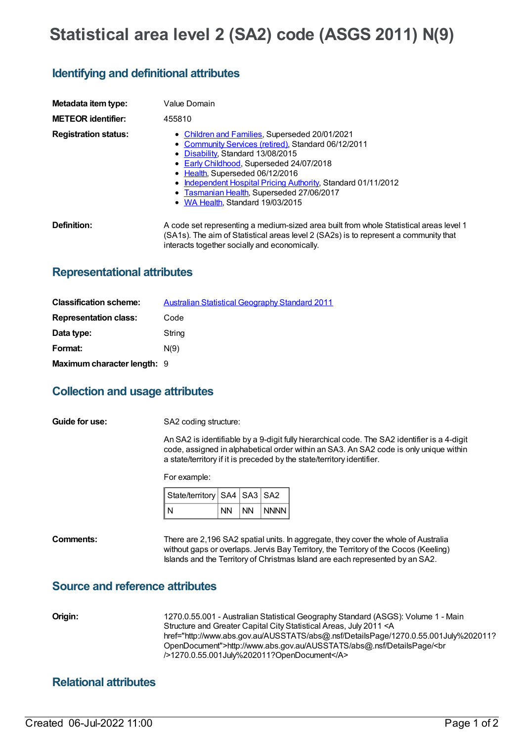# Statistical area level 2 (SA2) code (ASGS 2011) N(9)

## Identifying and definitional attributes

**Metadata item type:** Value Domain

**METEOR identifier:** 455810

**Registration status:**

- Children and Families, Superseded 20/01/2021
- Community Services (retired), Standard 06/12/2011
- Disability, Standard 13/08/2015
- Early Childhood, Superseded 24/07/2018
- Health, Superseded 06/12/2016
- Independent Hospital Pricing Authority, Standard 01/11/2012
- Tasmanian Health, Superseded 27/06/2017
- WA Health, Standard 19/03/2015

**Definition:** A code set representing a medium-sized area built from whole Statistical areas level 1 (SA1s). The aim of Statistical areas level 2 (SA2s) is to represent a community that interacts together socially and economically.

## Representational attributes

**Classification scheme:** Australian Statistical Geography Standard 2011

**Representation class:** Code

**Data type:** String

**Format:** N(9)

**Maximum character length:** 9

## Collection and usage attributes

**Guide for use:** SA2 coding structure:

An SA2 is identifiable by a 9-digit fully hierarchical code. The SA2 identifier is a 4-digit code, assigned in alphabetical order within an SA3. An SA2 code is only unique within a state/territory if it is preceded by the state/territory identifier.

For example:

| State/territory | SA4 | SA3 | SA2 |
|---|---|---|---|
| N | NN | NN | NNNN |

**Comments:** There are 2,196 SA2 spatial units. In aggregate, they cover the whole of Australia without gaps or overlaps. Jervis Bay Territory, the Territory of the Cocos (Keeling) Islands and the Territory of Christmas Island are each represented by an SA2.

## Source and reference attributes

**Origin:** 1270.0.55.001 - Australian Statistical Geography Standard (ASGS): Volume 1 - Main Structure and Greater Capital City Statistical Areas, July 2011 <A href="http://www.abs.gov.au/AUSSTATS/abs@.nsf/DetailsPage/1270.0.55.001July%202011?OpenDocument">http://www.abs.gov.au/AUSSTATS/abs@.nsf/DetailsPage/<br />1270.0.55.001July%202011?OpenDocument</A>

## Relational attributes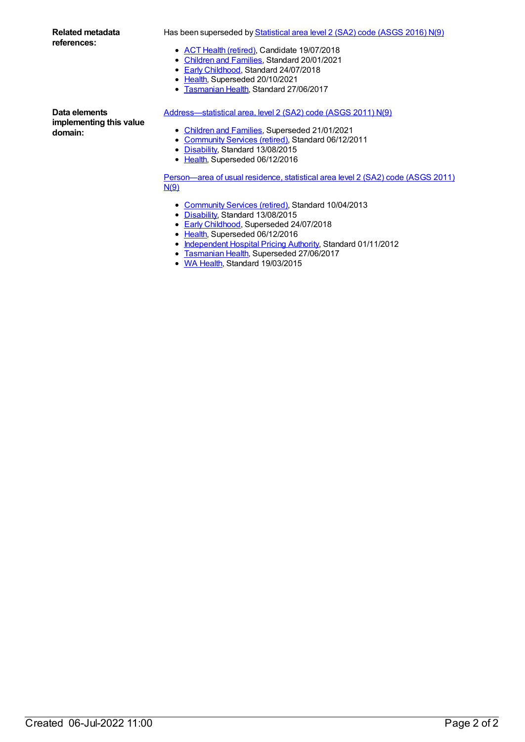**Related metadata references:**

Has been superseded by [Statistical area level 2 (SA2) code (ASGS 2016) N(9)]

- [ACT Health (retired)], Candidate 19/07/2018
- [Children and Families], Standard 20/01/2021
- [Early Childhood], Standard 24/07/2018
- [Health], Superseded 20/10/2021
- [Tasmanian Health], Standard 27/06/2017

**Data elements implementing this value domain:**

[Address—statistical area, level 2 (SA2) code (ASGS 2011) N(9)]

- [Children and Families], Superseded 21/01/2021
- [Community Services (retired)], Standard 06/12/2011
- [Disability], Standard 13/08/2015
- [Health], Superseded 06/12/2016

[Person—area of usual residence, statistical area level 2 (SA2) code (ASGS 2011) N(9)]

- [Community Services (retired)], Standard 10/04/2013
- [Disability], Standard 13/08/2015
- [Early Childhood], Superseded 24/07/2018
- [Health], Superseded 06/12/2016
- [Independent Hospital Pricing Authority], Standard 01/11/2012
- [Tasmanian Health], Superseded 27/06/2017
- [WA Health], Standard 19/03/2015